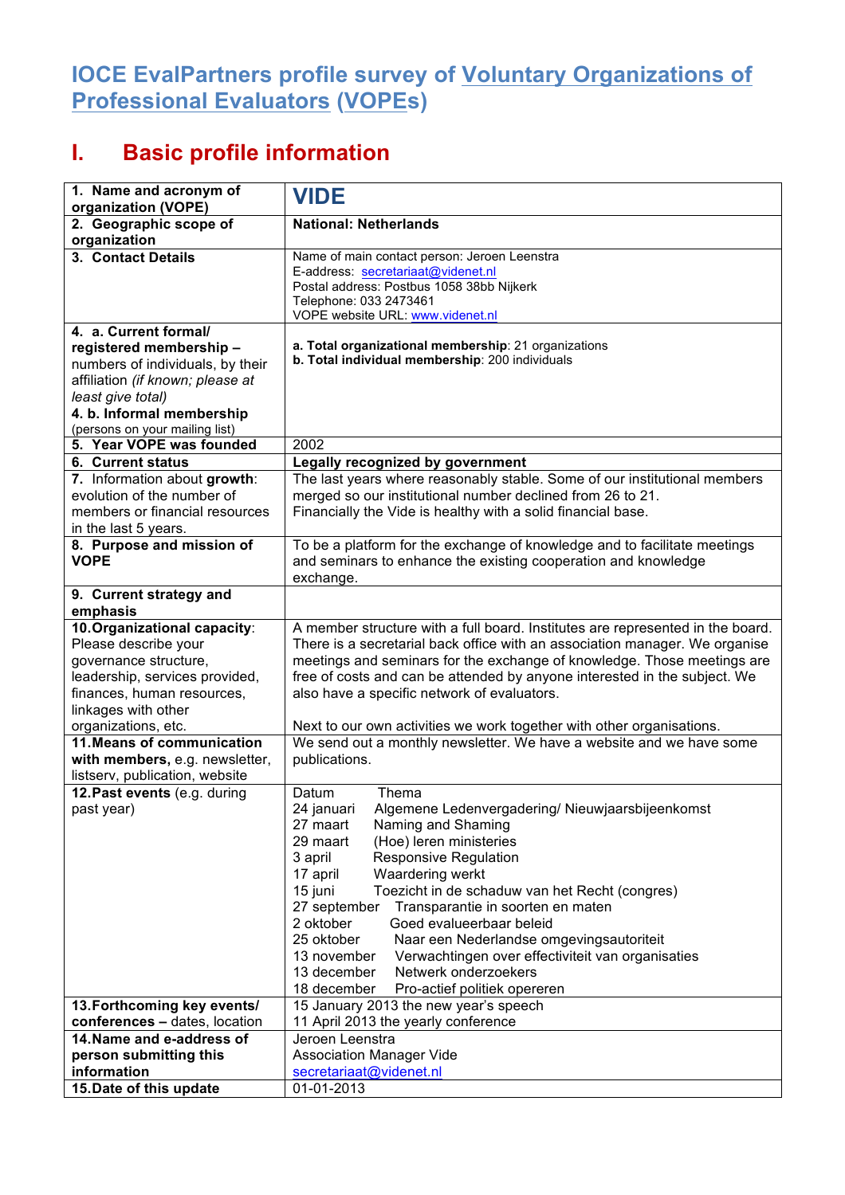# IOCE EvalPartners profile survey of Voluntary Organizations of Professional Evaluators (VOPEs)

## I. Basic profile information

| 1. Name and acronym of organization (VOPE) | **VIDE** |
|---|---|
| **2. Geographic scope of organization** | **National: Netherlands** |
| **3. Contact Details** | Name of main contact person: Jeroen Leenstra<br>E-address: secretariaat@videnet.nl<br>Postal address: Postbus 1058 38bb Nijkerk<br>Telephone: 033 2473461<br>VOPE website URL: www.videnet.nl |
| **4. a. Current formal/ registered membership** – numbers of individuals, by their affiliation *(if known; please at least give total)*<br>**4. b. Informal membership** (persons on your mailing list) | **a. Total organizational membership**: 21 organizations<br>**b. Total individual membership**: 200 individuals |
| **5. Year VOPE was founded** | 2002 |
| **6. Current status** | **Legally recognized by government** |
| **7.** Information about **growth**: evolution of the number of members or financial resources in the last 5 years. | The last years where reasonably stable. Some of our institutional members merged so our institutional number declined from 26 to 21.<br>Financially the Vide is healthy with a solid financial base. |
| **8. Purpose and mission of VOPE** | To be a platform for the exchange of knowledge and to facilitate meetings and seminars to enhance the existing cooperation and knowledge exchange. |
| **9. Current strategy and emphasis** | |
| **10. Organizational capacity**: Please describe your governance structure, leadership, services provided, finances, human resources, linkages with other organizations, etc. | A member structure with a full board. Institutes are represented in the board. There is a secretarial back office with an association manager. We organise meetings and seminars for the exchange of knowledge. Those meetings are free of costs and can be attended by anyone interested in the subject. We also have a specific network of evaluators.<br><br>Next to our own activities we work together with other organisations. |
| **11. Means of communication with members**, e.g. newsletter, listserv, publication, website | We send out a monthly newsletter. We have a website and we have some publications. |
| **12. Past events** (e.g. during past year) | Datum Thema<br>24 januari Algemene Ledenvergadering/ Nieuwjaarsbijeenkomst<br>27 maart Naming and Shaming<br>29 maart (Hoe) leren ministeries<br>3 april Responsive Regulation<br>17 april Waardering werkt<br>15 juni Toezicht in de schaduw van het Recht (congres)<br>27 september Transparantie in soorten en maten<br>2 oktober Goed evalueerbaar beleid<br>25 oktober Naar een Nederlandse omgevingsautoriteit<br>13 november Verwachtingen over effectiviteit van organisaties<br>13 december Netwerk onderzoekers<br>18 december Pro-actief politiek opereren |
| **13. Forthcoming key events/ conferences** – dates, location | 15 January 2013 the new year's speech<br>11 April 2013 the yearly conference |
| **14. Name and e-address of person submitting this information** | Jeroen Leenstra<br>Association Manager Vide<br>secretariaat@videnet.nl |
| **15. Date of this update** | 01-01-2013 |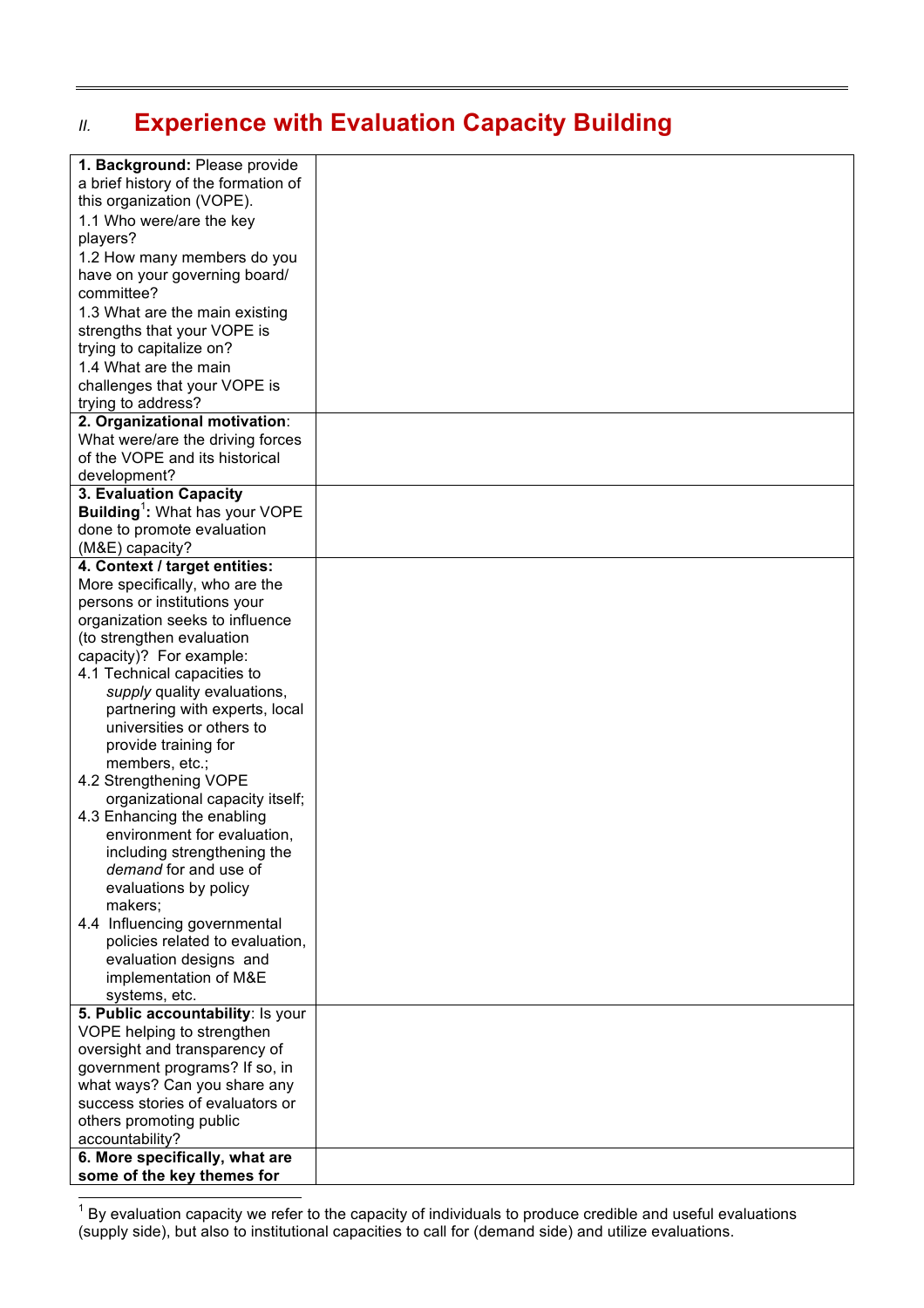## II. Experience with Evaluation Capacity Building

| | |
|---|---|
| **1. Background:** Please provide a brief history of the formation of this organization (VOPE).<br>1.1 Who were/are the key players?<br>1.2 How many members do you have on your governing board/ committee?<br>1.3 What are the main existing strengths that your VOPE is trying to capitalize on?<br>1.4 What are the main challenges that your VOPE is trying to address? | |
| **2. Organizational motivation**: What were/are the driving forces of the VOPE and its historical development? | |
| **3. Evaluation Capacity Building[1]:** What has your VOPE done to promote evaluation (M&E) capacity? | |
| **4. Context / target entities:** More specifically, who are the persons or institutions your organization seeks to influence (to strengthen evaluation capacity)? For example:<br>4.1 Technical capacities to *supply* quality evaluations, partnering with experts, local universities or others to provide training for members, etc.;<br>4.2 Strengthening VOPE organizational capacity itself;<br>4.3 Enhancing the enabling environment for evaluation, including strengthening the *demand* for and use of evaluations by policy makers;<br>4.4 Influencing governmental policies related to evaluation, evaluation designs and implementation of M&E systems, etc. | |
| **5. Public accountability**: Is your VOPE helping to strengthen oversight and transparency of government programs? If so, in what ways? Can you share any success stories of evaluators or others promoting public accountability? | |
| **6. More specifically, what are some of the key themes for** | |

[1] By evaluation capacity we refer to the capacity of individuals to produce credible and useful evaluations (supply side), but also to institutional capacities to call for (demand side) and utilize evaluations.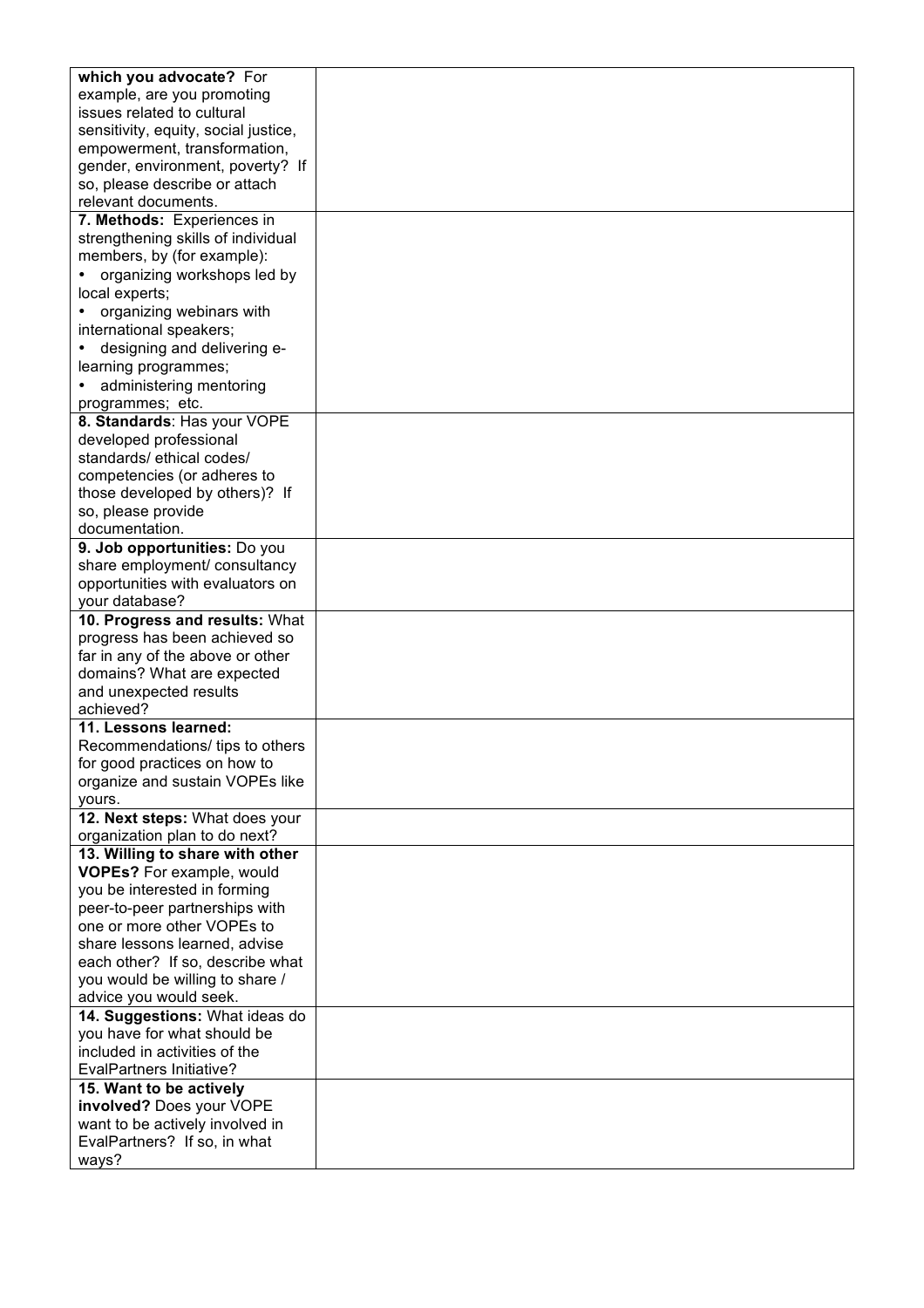| | |
|---|---|
| **which you advocate?** For example, are you promoting issues related to cultural sensitivity, equity, social justice, empowerment, transformation, gender, environment, poverty? If so, please describe or attach relevant documents. | |
| **7. Methods:** Experiences in strengthening skills of individual members, by (for example): • organizing workshops led by local experts; • organizing webinars with international speakers; • designing and delivering e-learning programmes; • administering mentoring programmes; etc. | |
| **8. Standards**: Has your VOPE developed professional standards/ ethical codes/ competencies (or adheres to those developed by others)? If so, please provide documentation. | |
| **9. Job opportunities:** Do you share employment/ consultancy opportunities with evaluators on your database? | |
| **10. Progress and results:** What progress has been achieved so far in any of the above or other domains? What are expected and unexpected results achieved? | |
| **11. Lessons learned:** Recommendations/ tips to others for good practices on how to organize and sustain VOPEs like yours. | |
| **12. Next steps:** What does your organization plan to do next? | |
| **13. Willing to share with other VOPEs?** For example, would you be interested in forming peer-to-peer partnerships with one or more other VOPEs to share lessons learned, advise each other? If so, describe what you would be willing to share / advice you would seek. | |
| **14. Suggestions:** What ideas do you have for what should be included in activities of the EvalPartners Initiative? | |
| **15. Want to be actively involved?** Does your VOPE want to be actively involved in EvalPartners? If so, in what ways? | |